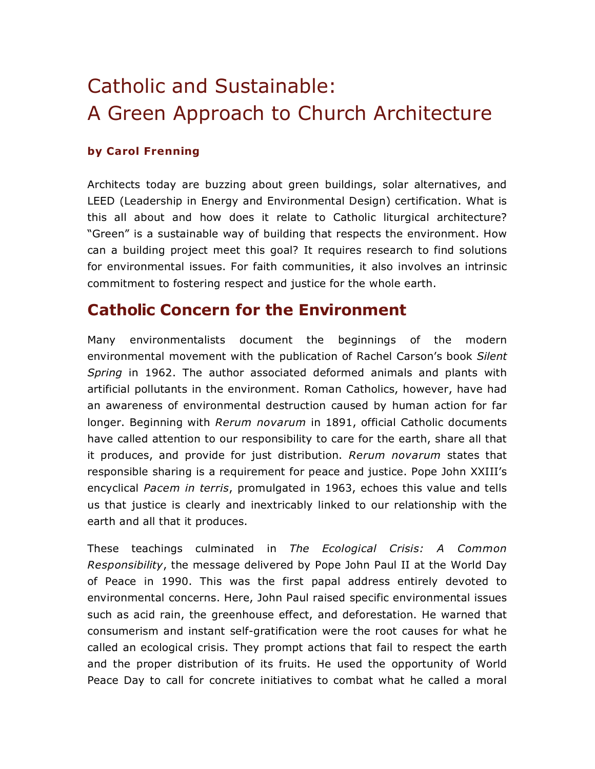# Catholic and Sustainable:
# A Green Approach to Church Architecture

**by Carol Frenning**

Architects today are buzzing about green buildings, solar alternatives, and LEED (Leadership in Energy and Environmental Design) certification. What is this all about and how does it relate to Catholic liturgical architecture? "Green" is a sustainable way of building that respects the environment. How can a building project meet this goal? It requires research to find solutions for environmental issues. For faith communities, it also involves an intrinsic commitment to fostering respect and justice for the whole earth.

## Catholic Concern for the Environment

Many environmentalists document the beginnings of the modern environmental movement with the publication of Rachel Carson's book *Silent Spring* in 1962. The author associated deformed animals and plants with artificial pollutants in the environment. Roman Catholics, however, have had an awareness of environmental destruction caused by human action for far longer. Beginning with *Rerum novarum* in 1891, official Catholic documents have called attention to our responsibility to care for the earth, share all that it produces, and provide for just distribution. *Rerum novarum* states that responsible sharing is a requirement for peace and justice. Pope John XXIII's encyclical *Pacem in terris*, promulgated in 1963, echoes this value and tells us that justice is clearly and inextricably linked to our relationship with the earth and all that it produces.

These teachings culminated in *The Ecological Crisis: A Common Responsibility*, the message delivered by Pope John Paul II at the World Day of Peace in 1990. This was the first papal address entirely devoted to environmental concerns. Here, John Paul raised specific environmental issues such as acid rain, the greenhouse effect, and deforestation. He warned that consumerism and instant self-gratification were the root causes for what he called an ecological crisis. They prompt actions that fail to respect the earth and the proper distribution of its fruits. He used the opportunity of World Peace Day to call for concrete initiatives to combat what he called a moral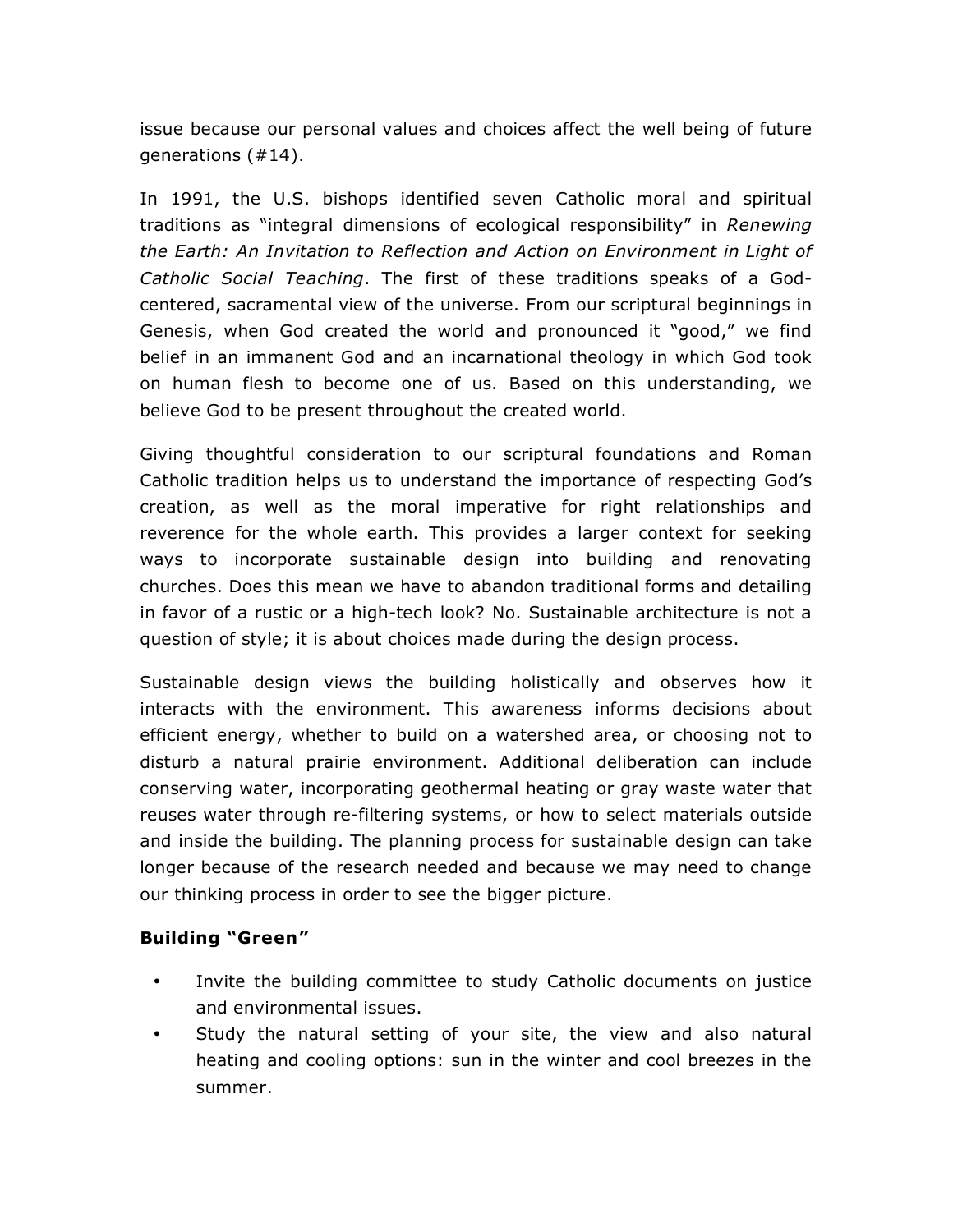issue because our personal values and choices affect the well being of future generations (#14).

In 1991, the U.S. bishops identified seven Catholic moral and spiritual traditions as "integral dimensions of ecological responsibility" in *Renewing the Earth: An Invitation to Reflection and Action on Environment in Light of Catholic Social Teaching*. The first of these traditions speaks of a God-centered, sacramental view of the universe. From our scriptural beginnings in Genesis, when God created the world and pronounced it "good," we find belief in an immanent God and an incarnational theology in which God took on human flesh to become one of us. Based on this understanding, we believe God to be present throughout the created world.

Giving thoughtful consideration to our scriptural foundations and Roman Catholic tradition helps us to understand the importance of respecting God's creation, as well as the moral imperative for right relationships and reverence for the whole earth. This provides a larger context for seeking ways to incorporate sustainable design into building and renovating churches. Does this mean we have to abandon traditional forms and detailing in favor of a rustic or a high-tech look? No. Sustainable architecture is not a question of style; it is about choices made during the design process.

Sustainable design views the building holistically and observes how it interacts with the environment. This awareness informs decisions about efficient energy, whether to build on a watershed area, or choosing not to disturb a natural prairie environment. Additional deliberation can include conserving water, incorporating geothermal heating or gray waste water that reuses water through re-filtering systems, or how to select materials outside and inside the building. The planning process for sustainable design can take longer because of the research needed and because we may need to change our thinking process in order to see the bigger picture.

**Building "Green"**

- Invite the building committee to study Catholic documents on justice and environmental issues.
- Study the natural setting of your site, the view and also natural heating and cooling options: sun in the winter and cool breezes in the summer.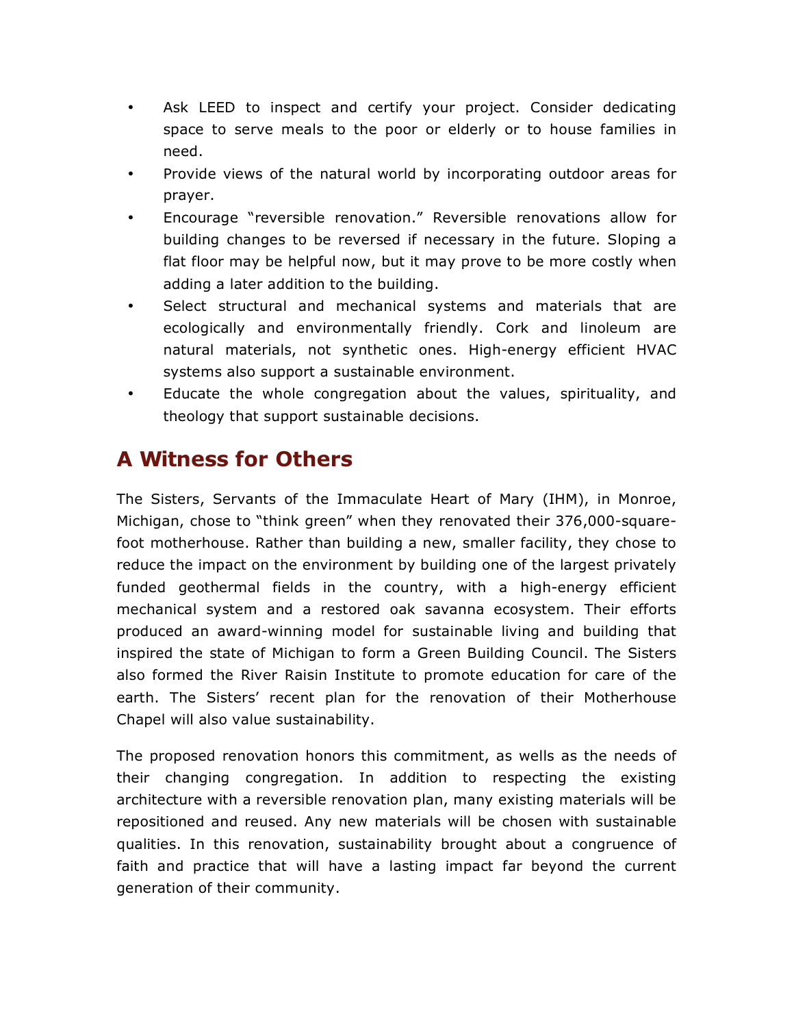- Ask LEED to inspect and certify your project. Consider dedicating space to serve meals to the poor or elderly or to house families in need.
- Provide views of the natural world by incorporating outdoor areas for prayer.
- Encourage "reversible renovation." Reversible renovations allow for building changes to be reversed if necessary in the future. Sloping a flat floor may be helpful now, but it may prove to be more costly when adding a later addition to the building.
- Select structural and mechanical systems and materials that are ecologically and environmentally friendly. Cork and linoleum are natural materials, not synthetic ones. High-energy efficient HVAC systems also support a sustainable environment.
- Educate the whole congregation about the values, spirituality, and theology that support sustainable decisions.

## A Witness for Others

The Sisters, Servants of the Immaculate Heart of Mary (IHM), in Monroe, Michigan, chose to "think green" when they renovated their 376,000-square-foot motherhouse. Rather than building a new, smaller facility, they chose to reduce the impact on the environment by building one of the largest privately funded geothermal fields in the country, with a high-energy efficient mechanical system and a restored oak savanna ecosystem. Their efforts produced an award-winning model for sustainable living and building that inspired the state of Michigan to form a Green Building Council. The Sisters also formed the River Raisin Institute to promote education for care of the earth. The Sisters' recent plan for the renovation of their Motherhouse Chapel will also value sustainability.

The proposed renovation honors this commitment, as wells as the needs of their changing congregation. In addition to respecting the existing architecture with a reversible renovation plan, many existing materials will be repositioned and reused. Any new materials will be chosen with sustainable qualities. In this renovation, sustainability brought about a congruence of faith and practice that will have a lasting impact far beyond the current generation of their community.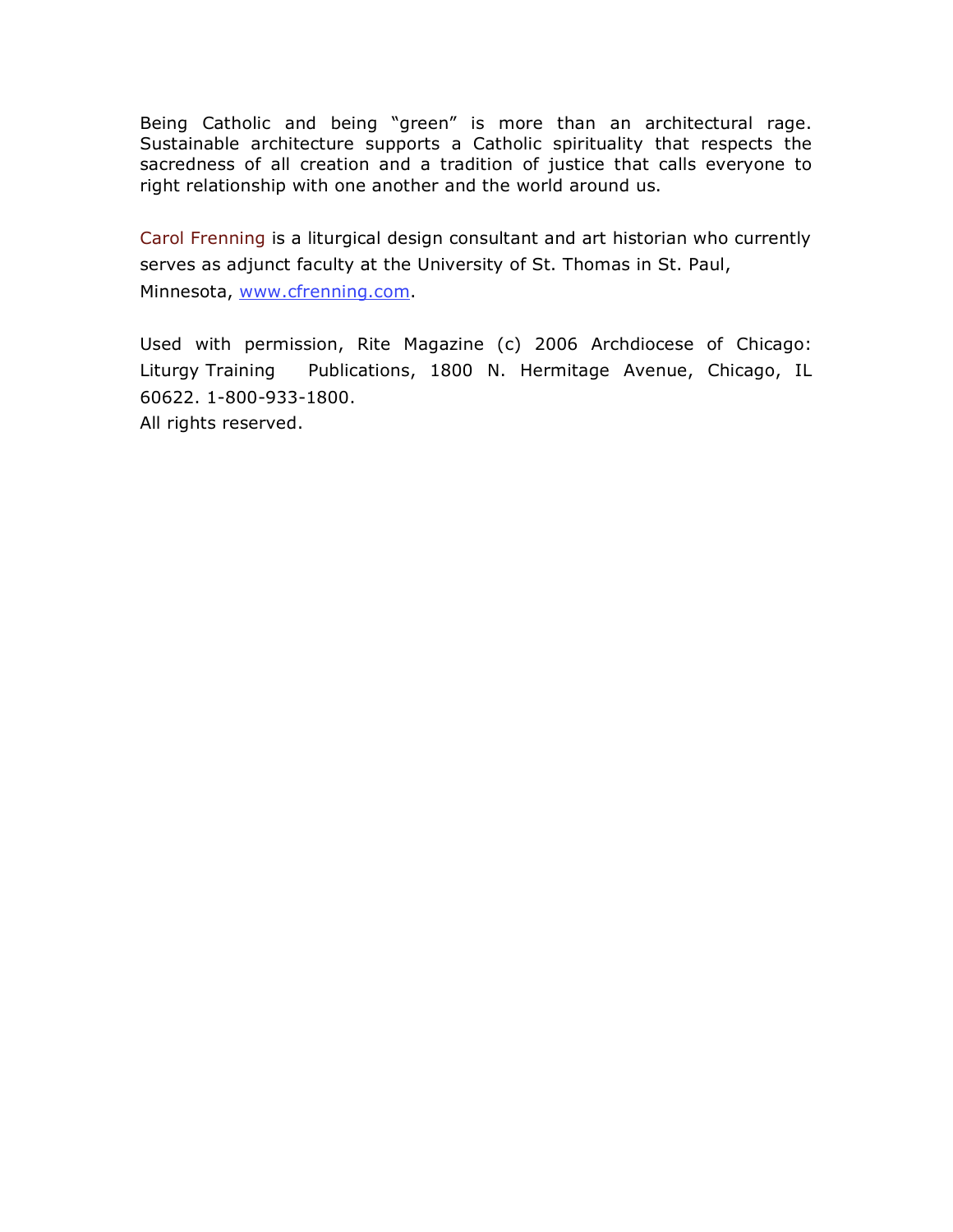Being Catholic and being “green” is more than an architectural rage. Sustainable architecture supports a Catholic spirituality that respects the sacredness of all creation and a tradition of justice that calls everyone to right relationship with one another and the world around us.

Carol Frenning is a liturgical design consultant and art historian who currently serves as adjunct faculty at the University of St. Thomas in St. Paul, Minnesota, www.cfrenning.com.

Used with permission, Rite Magazine (c) 2006 Archdiocese of Chicago: Liturgy Training Publications, 1800 N. Hermitage Avenue, Chicago, IL 60622. 1-800-933-1800.
All rights reserved.